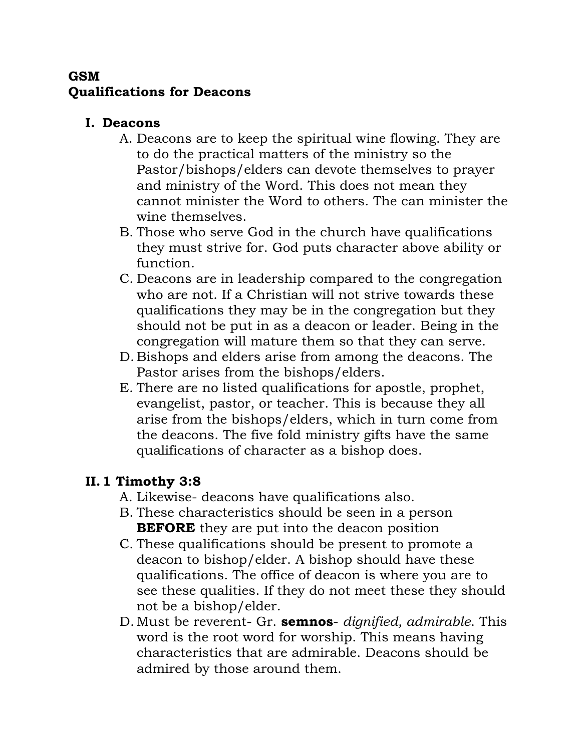**GSM**
**Qualifications for Deacons**

## I. Deacons

A. Deacons are to keep the spiritual wine flowing. They are to do the practical matters of the ministry so the Pastor/bishops/elders can devote themselves to prayer and ministry of the Word. This does not mean they cannot minister the Word to others. The can minister the wine themselves.

B. Those who serve God in the church have qualifications they must strive for. God puts character above ability or function.

C. Deacons are in leadership compared to the congregation who are not. If a Christian will not strive towards these qualifications they may be in the congregation but they should not be put in as a deacon or leader. Being in the congregation will mature them so that they can serve.

D. Bishops and elders arise from among the deacons. The Pastor arises from the bishops/elders.

E. There are no listed qualifications for apostle, prophet, evangelist, pastor, or teacher. This is because they all arise from the bishops/elders, which in turn come from the deacons. The five fold ministry gifts have the same qualifications of character as a bishop does.

## II. 1 Timothy 3:8

A. Likewise- deacons have qualifications also.

B. These characteristics should be seen in a person **BEFORE** they are put into the deacon position

C. These qualifications should be present to promote a deacon to bishop/elder. A bishop should have these qualifications. The office of deacon is where you are to see these qualities. If they do not meet these they should not be a bishop/elder.

D. Must be reverent- Gr. **semnos**- *dignified, admirable*. This word is the root word for worship. This means having characteristics that are admirable. Deacons should be admired by those around them.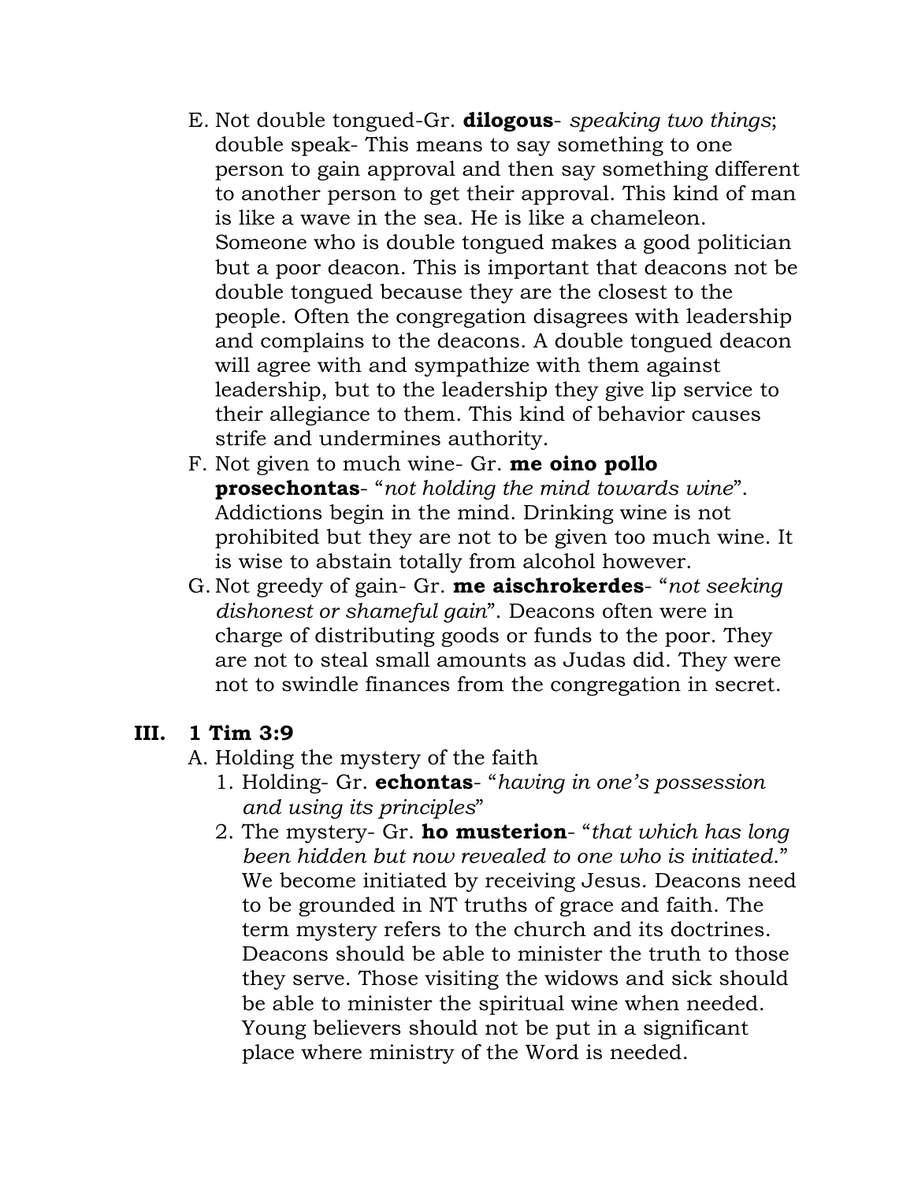E. Not double tongued-Gr. **dilogous**- *speaking two things*; double speak- This means to say something to one person to gain approval and then say something different to another person to get their approval. This kind of man is like a wave in the sea. He is like a chameleon. Someone who is double tongued makes a good politician but a poor deacon. This is important that deacons not be double tongued because they are the closest to the people. Often the congregation disagrees with leadership and complains to the deacons. A double tongued deacon will agree with and sympathize with them against leadership, but to the leadership they give lip service to their allegiance to them. This kind of behavior causes strife and undermines authority.

F. Not given to much wine- Gr. **me oino pollo prosechontas**- "*not holding the mind towards wine*". Addictions begin in the mind. Drinking wine is not prohibited but they are not to be given too much wine. It is wise to abstain totally from alcohol however.

G. Not greedy of gain- Gr. **me aischrokerdes**- "*not seeking dishonest or shameful gain*". Deacons often were in charge of distributing goods or funds to the poor. They are not to steal small amounts as Judas did. They were not to swindle finances from the congregation in secret.

## III. 1 Tim 3:9

A. Holding the mystery of the faith

1. Holding- Gr. **echontas**- "*having in one's possession and using its principles*"
2. The mystery- Gr. **ho musterion**- "*that which has long been hidden but now revealed to one who is initiated.*" We become initiated by receiving Jesus. Deacons need to be grounded in NT truths of grace and faith. The term mystery refers to the church and its doctrines. Deacons should be able to minister the truth to those they serve. Those visiting the widows and sick should be able to minister the spiritual wine when needed. Young believers should not be put in a significant place where ministry of the Word is needed.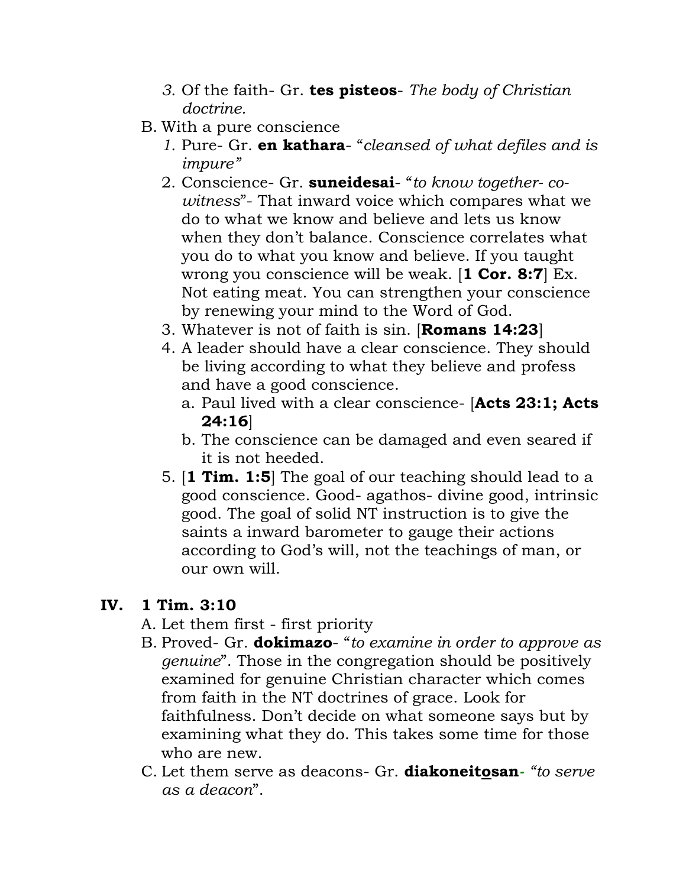3. Of the faith- Gr. **tes pisteos**- *The body of Christian doctrine.*

B. With a pure conscience
   1. Pure- Gr. **en kathara**- "*cleansed of what defiles and is impure"*
   2. Conscience- Gr. **suneidesai**- "*to know together- co-witness*"- That inward voice which compares what we do to what we know and believe and lets us know when they don't balance. Conscience correlates what you do to what you know and believe. If you taught wrong you conscience will be weak. [**1 Cor. 8:7**] Ex. Not eating meat. You can strengthen your conscience by renewing your mind to the Word of God.
   3. Whatever is not of faith is sin. [**Romans 14:23**]
   4. A leader should have a clear conscience. They should be living according to what they believe and profess and have a good conscience.
      a. Paul lived with a clear conscience- [**Acts 23:1; Acts 24:16**]
      b. The conscience can be damaged and even seared if it is not heeded.
   5. [**1 Tim. 1:5**] The goal of our teaching should lead to a good conscience. Good- agathos- divine good, intrinsic good. The goal of solid NT instruction is to give the saints a inward barometer to gauge their actions according to God's will, not the teachings of man, or our own will.

## IV. 1 Tim. 3:10

A. Let them first - first priority

B. Proved- Gr. **dokimazo**- "*to examine in order to approve as genuine*". Those in the congregation should be positively examined for genuine Christian character which comes from faith in the NT doctrines of grace. Look for faithfulness. Don't decide on what someone says but by examining what they do. This takes some time for those who are new.

C. Let them serve as deacons- Gr. **diakoneitosan**- *"to serve as a deacon*".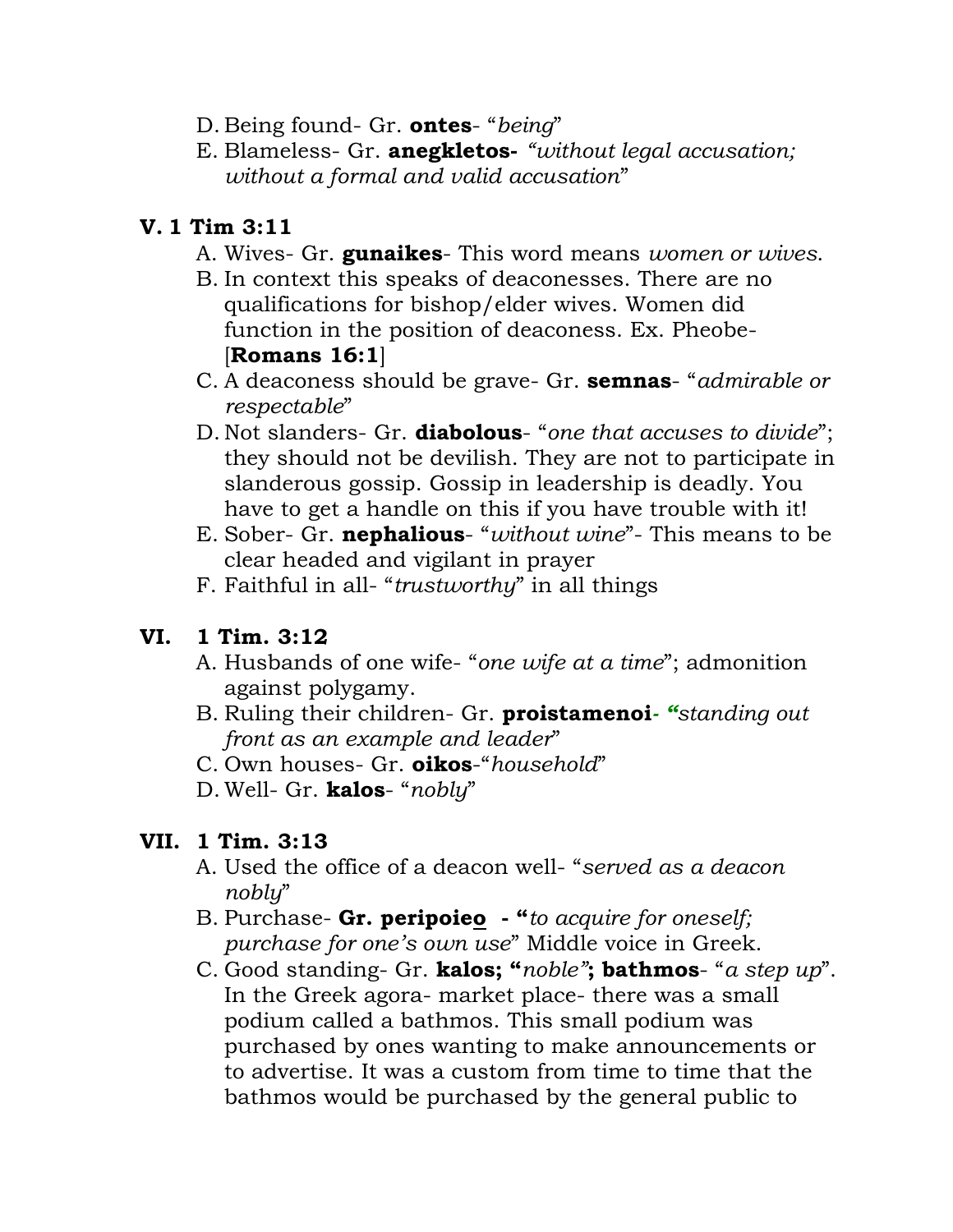D. Being found- Gr. **ontes**- "*being*"
E. Blameless- Gr. **anegkletos-** *"without legal accusation; without a formal and valid accusation*"

## V. 1 Tim 3:11

A. Wives- Gr. **gunaikes**- This word means *women or wives*.
B. In context this speaks of deaconesses. There are no qualifications for bishop/elder wives. Women did function in the position of deaconess. Ex. Pheobe- [**Romans 16:1**]
C. A deaconess should be grave- Gr. **semnas**- "*admirable or respectable*"
D. Not slanders- Gr. **diabolous**- "*one that accuses to divide*"; they should not be devilish. They are not to participate in slanderous gossip. Gossip in leadership is deadly. You have to get a handle on this if you have trouble with it!
E. Sober- Gr. **nephalious**- "*without wine*"- This means to be clear headed and vigilant in prayer
F. Faithful in all- "*trustworthy*" in all things

## VI. 1 Tim. 3:12

A. Husbands of one wife- "*one wife at a time*"; admonition against polygamy.
B. Ruling their children- Gr. **proistamenoi- "***standing out front as an example and leader*"
C. Own houses- Gr. **oikos**-"*household*"
D. Well- Gr. **kalos**- "*nobly*"

## VII. 1 Tim. 3:13

A. Used the office of a deacon well- "*served as a deacon nobly*"
B. Purchase- **Gr. peripoieo - "***to acquire for oneself; purchase for one's own use*" Middle voice in Greek.
C. Good standing- Gr. **kalos; "***noble"***; bathmos**- "*a step up*". In the Greek agora- market place- there was a small podium called a bathmos. This small podium was purchased by ones wanting to make announcements or to advertise. It was a custom from time to time that the bathmos would be purchased by the general public to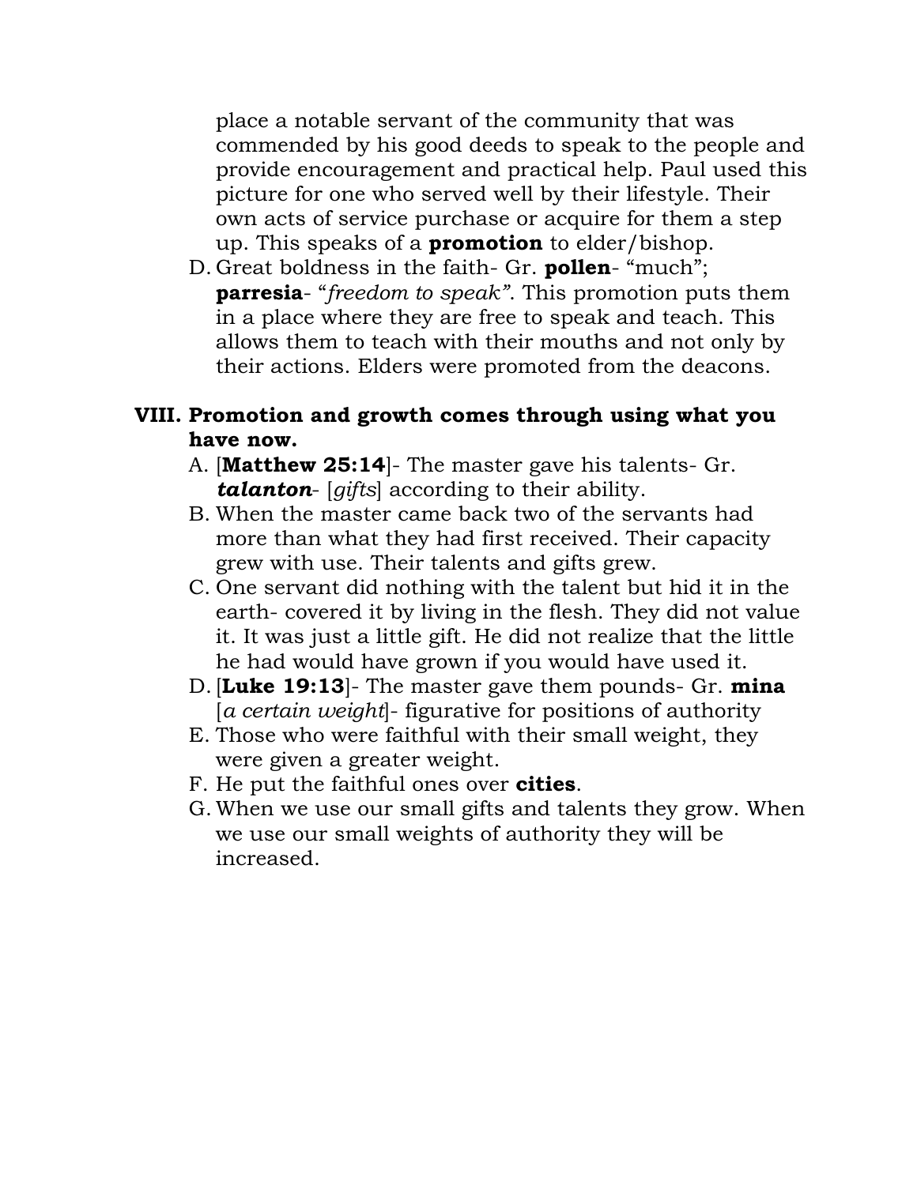place a notable servant of the community that was commended by his good deeds to speak to the people and provide encouragement and practical help. Paul used this picture for one who served well by their lifestyle. Their own acts of service purchase or acquire for them a step up. This speaks of a **promotion** to elder/bishop.

D. Great boldness in the faith- Gr. **pollen**- "much"; **parresia**- "*freedom to speak*". This promotion puts them in a place where they are free to speak and teach. This allows them to teach with their mouths and not only by their actions. Elders were promoted from the deacons.

## VIII. Promotion and growth comes through using what you have now.

A. [**Matthew 25:14**]- The master gave his talents- Gr. ***talanton***- [*gifts*] according to their ability.

B. When the master came back two of the servants had more than what they had first received. Their capacity grew with use. Their talents and gifts grew.

C. One servant did nothing with the talent but hid it in the earth- covered it by living in the flesh. They did not value it. It was just a little gift. He did not realize that the little he had would have grown if you would have used it.

D. [**Luke 19:13**]- The master gave them pounds- Gr. **mina** [*a certain weight*]- figurative for positions of authority

E. Those who were faithful with their small weight, they were given a greater weight.

F. He put the faithful ones over **cities**.

G. When we use our small gifts and talents they grow. When we use our small weights of authority they will be increased.